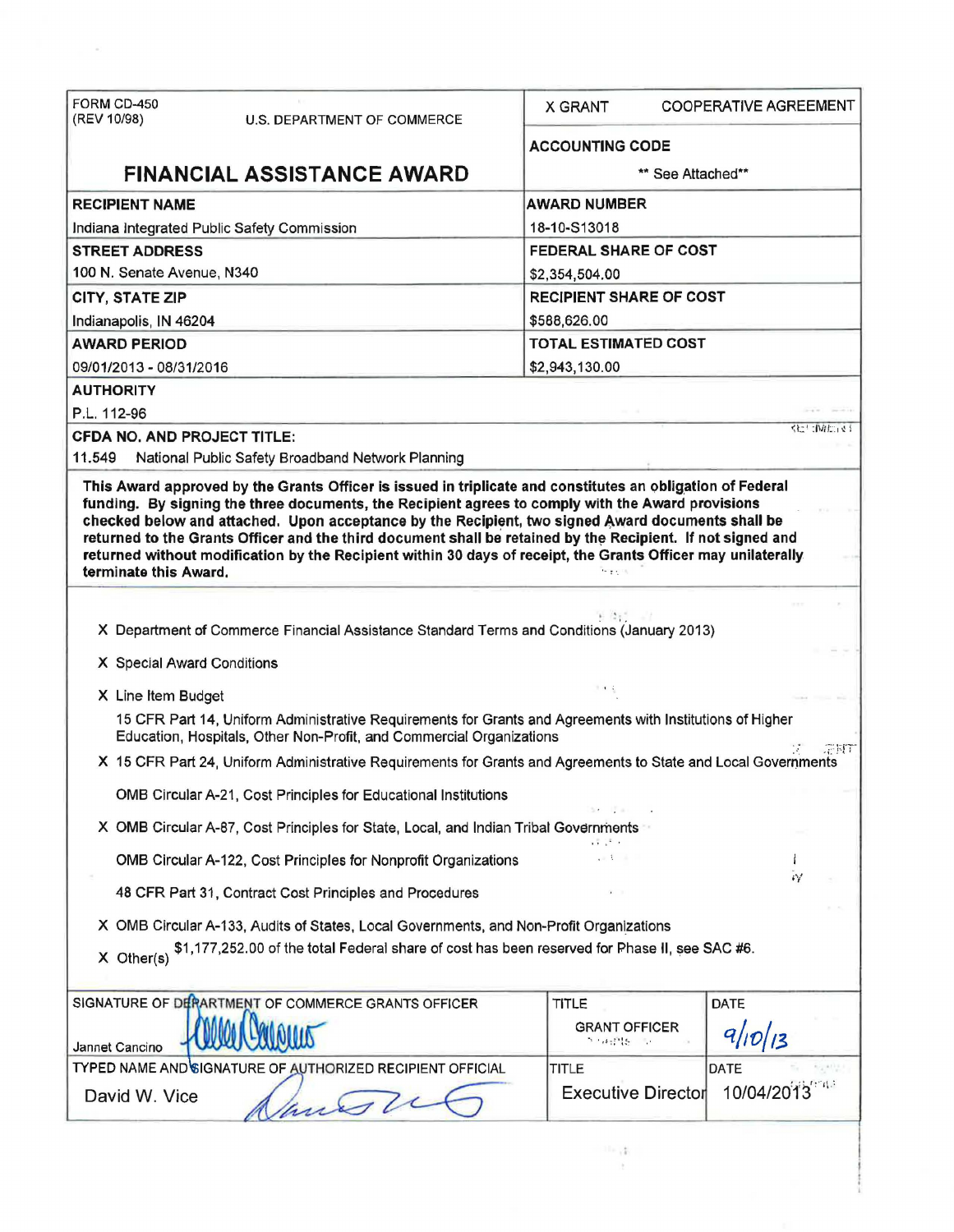| FORM CD-450 (REV 10/98) U.S. DEPARTMENT OF COMMERCE | X GRANT COOPERATIVE AGREEMENT |
|---|---|
| **FINANCIAL ASSISTANCE AWARD** | **ACCOUNTING CODE** ** See Attached** |
| **RECIPIENT NAME** Indiana Integrated Public Safety Commission | **AWARD NUMBER** 18-10-S13018 |
| **STREET ADDRESS** 100 N. Senate Avenue, N340 | **FEDERAL SHARE OF COST** $2,354,504.00 |
| **CITY, STATE ZIP** Indianapolis, IN 46204 | **RECIPIENT SHARE OF COST** $588,626.00 |
| **AWARD PERIOD** 09/01/2013 - 08/31/2016 | **TOTAL ESTIMATED COST** $2,943,130.00 |

**AUTHORITY**

P.L. 112-96

**CFDA NO. AND PROJECT TITLE:**

11.549 National Public Safety Broadband Network Planning

**This Award approved by the Grants Officer is issued in triplicate and constitutes an obligation of Federal funding. By signing the three documents, the Recipient agrees to comply with the Award provisions checked below and attached. Upon acceptance by the Recipient, two signed Award documents shall be returned to the Grants Officer and the third document shall be retained by the Recipient. If not signed and returned without modification by the Recipient within 30 days of receipt, the Grants Officer may unilaterally terminate this Award.**

- X Department of Commerce Financial Assistance Standard Terms and Conditions (January 2013)
- X Special Award Conditions
- X Line Item Budget
- 15 CFR Part 14, Uniform Administrative Requirements for Grants and Agreements with Institutions of Higher Education, Hospitals, Other Non-Profit, and Commercial Organizations
- X 15 CFR Part 24, Uniform Administrative Requirements for Grants and Agreements to State and Local Governments
- OMB Circular A-21, Cost Principles for Educational Institutions
- X OMB Circular A-87, Cost Principles for State, Local, and Indian Tribal Governments
- OMB Circular A-122, Cost Principles for Nonprofit Organizations
- 48 CFR Part 31, Contract Cost Principles and Procedures
- X OMB Circular A-133, Audits of States, Local Governments, and Non-Profit Organizations
- X Other(s) $1,177,252.00 of the total Federal share of cost has been reserved for Phase II, see SAC #6.

| SIGNATURE OF DEPARTMENT OF COMMERCE GRANTS OFFICER | TITLE | DATE |
|---|---|---|
| Jannet Cancino [signature] | GRANT OFFICER | 9/10/13 |
| **TYPED NAME AND SIGNATURE OF AUTHORIZED RECIPIENT OFFICIAL** | **TITLE** | **DATE** |
| David W. Vice [signature] | Executive Director | 10/04/2013 |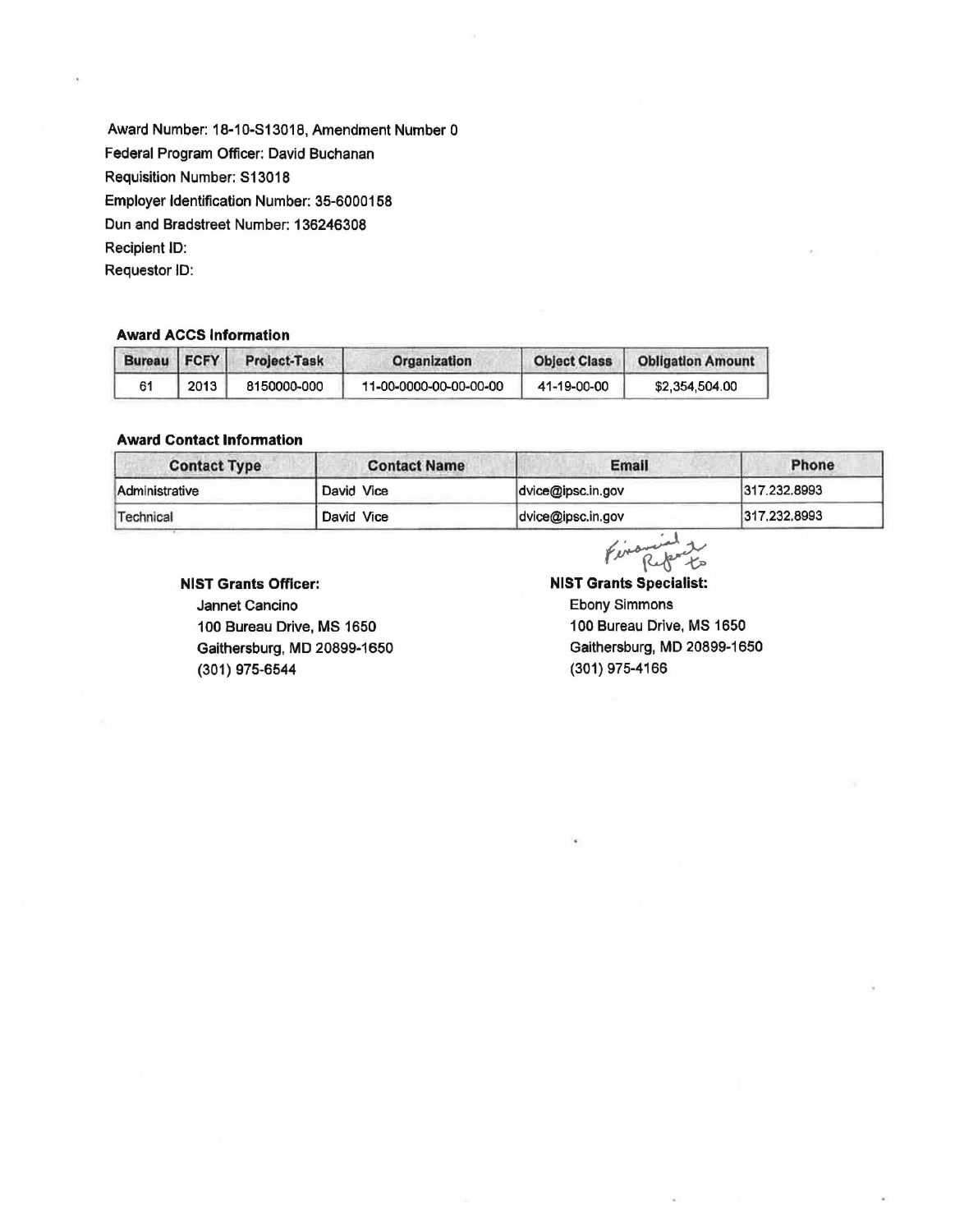Award Number: 18-10-S13018, Amendment Number 0

Federal Program Officer: David Buchanan

Requisition Number: S13018

Employer Identification Number: 35-6000158

Dun and Bradstreet Number: 136246308

Recipient ID:

Requestor ID:

**Award ACCS Information**

| Bureau | FCFY | Project-Task | Organization | Object Class | Obligation Amount |
|---|---|---|---|---|---|
| 61 | 2013 | 8150000-000 | 11-00-0000-00-00-00-00 | 41-19-00-00 | $2,354,504.00 |

**Award Contact Information**

| Contact Type | Contact Name | Email | Phone |
|---|---|---|---|
| Administrative | David Vice | dvice@ipsc.in.gov | 317.232.8993 |
| Technical | David Vice | dvice@ipsc.in.gov | 317.232.8993 |

**NIST Grants Officer:**
Jannet Cancino
100 Bureau Drive, MS 1650
Gaithersburg, MD 20899-1650
(301) 975-6544

Financial Report to

**NIST Grants Specialist:**
Ebony Simmons
100 Bureau Drive, MS 1650
Gaithersburg, MD 20899-1650
(301) 975-4166